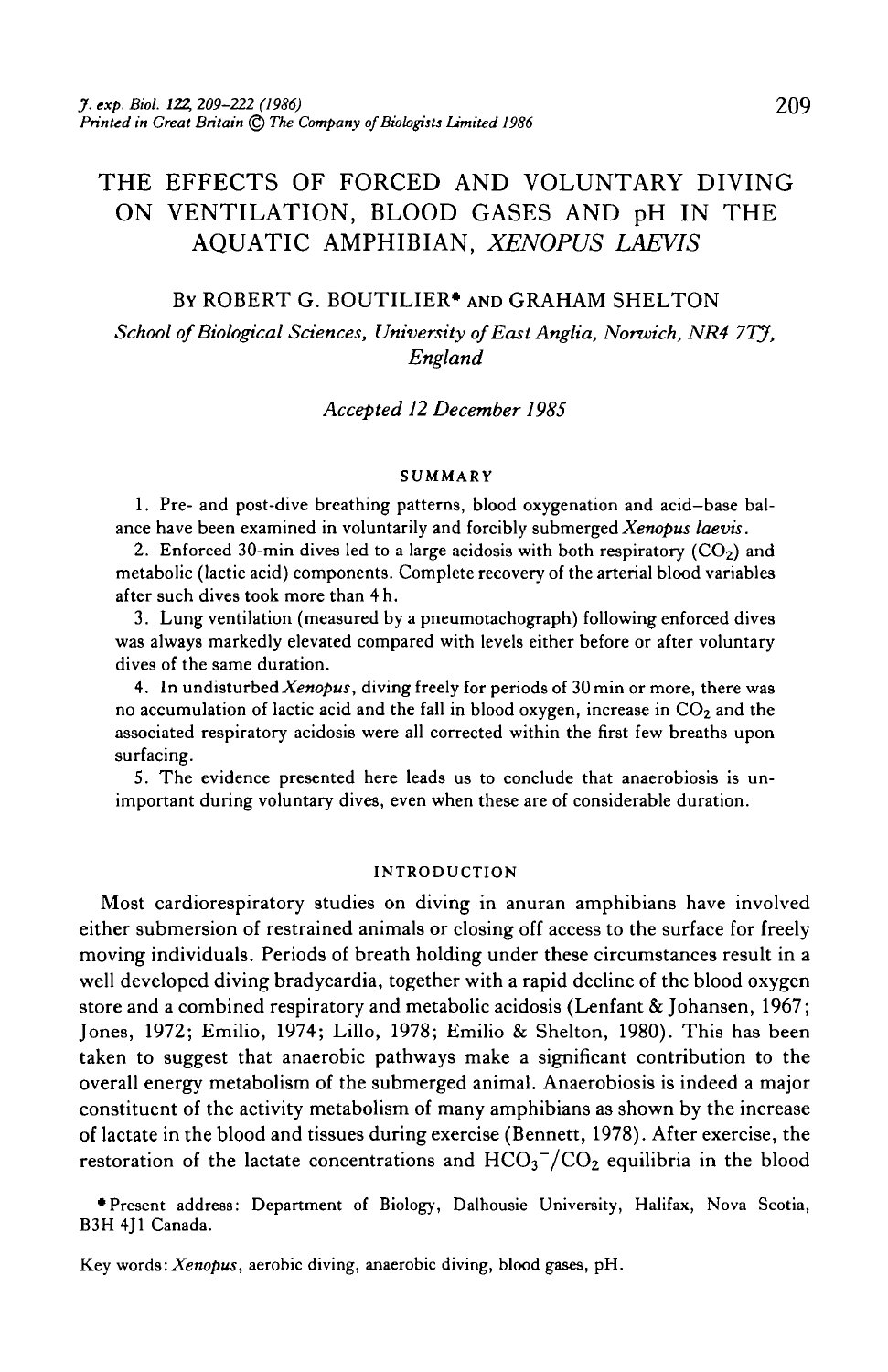# THE EFFECTS OF FORCED AND VOLUNTARY DIVING ON VENTILATION, BLOOD GASES AND pH IN THE AQUATIC AMPHIBIAN, *XENOPUS LAEVIS*

By ROBERT G. BOUTILIER* AND GRAHAM SHELTON

*School of Biological Sciences, University of East Anglia, Norwich, NR4 7TJ, England*

*Accepted 12 December 1985*

## SUMMARY

1. Pre- and post-dive breathing patterns, blood oxygenation and acid–base balance have been examined in voluntarily and forcibly submerged *Xenopus laevis*.

2. Enforced 30-min dives led to a large acidosis with both respiratory ($CO_2$) and metabolic (lactic acid) components. Complete recovery of the arterial blood variables after such dives took more than 4 h.

3. Lung ventilation (measured by a pneumotachograph) following enforced dives was always markedly elevated compared with levels either before or after voluntary dives of the same duration.

4. In undisturbed *Xenopus*, diving freely for periods of 30 min or more, there was no accumulation of lactic acid and the fall in blood oxygen, increase in $CO_2$ and the associated respiratory acidosis were all corrected within the first few breaths upon surfacing.

5. The evidence presented here leads us to conclude that anaerobiosis is unimportant during voluntary dives, even when these are of considerable duration.

## INTRODUCTION

Most cardiorespiratory studies on diving in anuran amphibians have involved either submersion of restrained animals or closing off access to the surface for freely moving individuals. Periods of breath holding under these circumstances result in a well developed diving bradycardia, together with a rapid decline of the blood oxygen store and a combined respiratory and metabolic acidosis (Lenfant & Johansen, 1967; Jones, 1972; Emilio, 1974; Lillo, 1978; Emilio & Shelton, 1980). This has been taken to suggest that anaerobic pathways make a significant contribution to the overall energy metabolism of the submerged animal. Anaerobiosis is indeed a major constituent of the activity metabolism of many amphibians as shown by the increase of lactate in the blood and tissues during exercise (Bennett, 1978). After exercise, the restoration of the lactate concentrations and $HCO_3^-/CO_2$ equilibria in the blood

*Present address: Department of Biology, Dalhousie University, Halifax, Nova Scotia, B3H 4J1 Canada.

Key words: *Xenopus*, aerobic diving, anaerobic diving, blood gases, pH.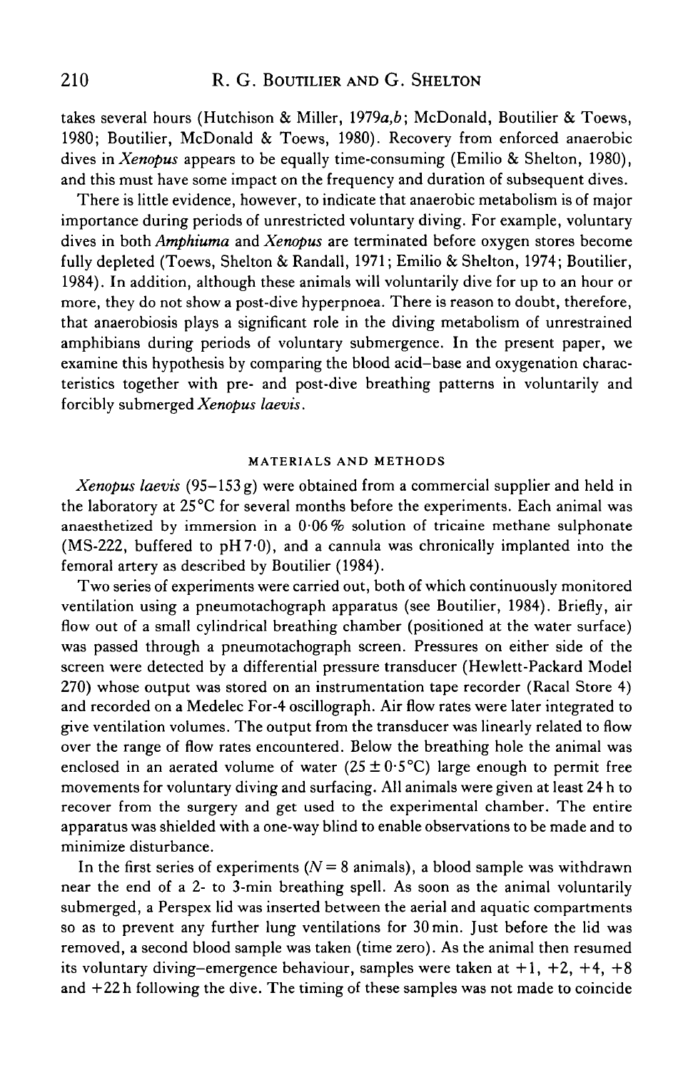takes several hours (Hutchison & Miller, 1979*a*,*b*; McDonald, Boutilier & Toews, 1980; Boutilier, McDonald & Toews, 1980). Recovery from enforced anaerobic dives in *Xenopus* appears to be equally time-consuming (Emilio & Shelton, 1980), and this must have some impact on the frequency and duration of subsequent dives.

There is little evidence, however, to indicate that anaerobic metabolism is of major importance during periods of unrestricted voluntary diving. For example, voluntary dives in both *Amphiuma* and *Xenopus* are terminated before oxygen stores become fully depleted (Toews, Shelton & Randall, 1971; Emilio & Shelton, 1974; Boutilier, 1984). In addition, although these animals will voluntarily dive for up to an hour or more, they do not show a post-dive hyperpnoea. There is reason to doubt, therefore, that anaerobiosis plays a significant role in the diving metabolism of unrestrained amphibians during periods of voluntary submergence. In the present paper, we examine this hypothesis by comparing the blood acid–base and oxygenation characteristics together with pre- and post-dive breathing patterns in voluntarily and forcibly submerged *Xenopus laevis*.

## MATERIALS AND METHODS

*Xenopus laevis* (95–153 g) were obtained from a commercial supplier and held in the laboratory at 25 °C for several months before the experiments. Each animal was anaesthetized by immersion in a 0·06 % solution of tricaine methane sulphonate (MS-222, buffered to pH 7·0), and a cannula was chronically implanted into the femoral artery as described by Boutilier (1984).

Two series of experiments were carried out, both of which continuously monitored ventilation using a pneumotachograph apparatus (see Boutilier, 1984). Briefly, air flow out of a small cylindrical breathing chamber (positioned at the water surface) was passed through a pneumotachograph screen. Pressures on either side of the screen were detected by a differential pressure transducer (Hewlett-Packard Model 270) whose output was stored on an instrumentation tape recorder (Racal Store 4) and recorded on a Medelec For-4 oscillograph. Air flow rates were later integrated to give ventilation volumes. The output from the transducer was linearly related to flow over the range of flow rates encountered. Below the breathing hole the animal was enclosed in an aerated volume of water (25 ± 0·5 °C) large enough to permit free movements for voluntary diving and surfacing. All animals were given at least 24 h to recover from the surgery and get used to the experimental chamber. The entire apparatus was shielded with a one-way blind to enable observations to be made and to minimize disturbance.

In the first series of experiments ($N = 8$ animals), a blood sample was withdrawn near the end of a 2- to 3-min breathing spell. As soon as the animal voluntarily submerged, a Perspex lid was inserted between the aerial and aquatic compartments so as to prevent any further lung ventilations for 30 min. Just before the lid was removed, a second blood sample was taken (time zero). As the animal then resumed its voluntary diving–emergence behaviour, samples were taken at +1, +2, +4, +8 and +22 h following the dive. The timing of these samples was not made to coincide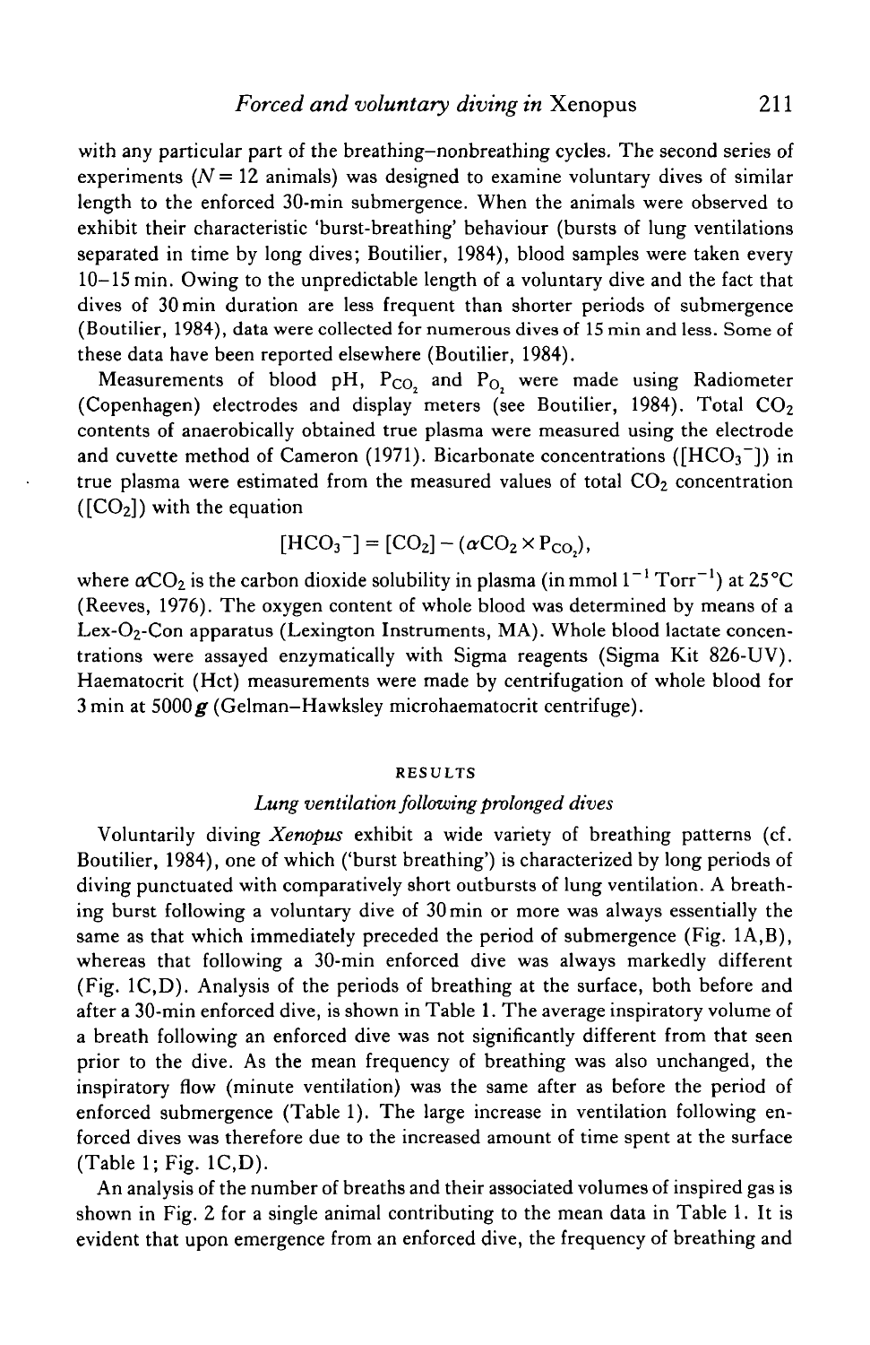with any particular part of the breathing–nonbreathing cycles. The second series of experiments ($N = 12$ animals) was designed to examine voluntary dives of similar length to the enforced 30-min submergence. When the animals were observed to exhibit their characteristic 'burst-breathing' behaviour (bursts of lung ventilations separated in time by long dives; Boutilier, 1984), blood samples were taken every 10–15 min. Owing to the unpredictable length of a voluntary dive and the fact that dives of 30 min duration are less frequent than shorter periods of submergence (Boutilier, 1984), data were collected for numerous dives of 15 min and less. Some of these data have been reported elsewhere (Boutilier, 1984).

Measurements of blood pH, $P_{CO_2}$ and $P_{O_2}$ were made using Radiometer (Copenhagen) electrodes and display meters (see Boutilier, 1984). Total $CO_2$ contents of anaerobically obtained true plasma were measured using the electrode and cuvette method of Cameron (1971). Bicarbonate concentrations ($[HCO_3^-]$) in true plasma were estimated from the measured values of total $CO_2$ concentration ($[CO_2]$) with the equation

$$[HCO_3^-] = [CO_2] - (\alpha CO_2 \times P_{CO_2}),$$

where $\alpha CO_2$ is the carbon dioxide solubility in plasma (in mmol $l^{-1}$ $Torr^{-1}$) at 25 °C (Reeves, 1976). The oxygen content of whole blood was determined by means of a Lex-$O_2$-Con apparatus (Lexington Instruments, MA). Whole blood lactate concentrations were assayed enzymatically with Sigma reagents (Sigma Kit 826-UV). Haematocrit (Hct) measurements were made by centrifugation of whole blood for 3 min at 5000 $g$ (Gelman–Hawksley microhaematocrit centrifuge).

## RESULTS

### *Lung ventilation following prolonged dives*

Voluntarily diving *Xenopus* exhibit a wide variety of breathing patterns (cf. Boutilier, 1984), one of which ('burst breathing') is characterized by long periods of diving punctuated with comparatively short outbursts of lung ventilation. A breathing burst following a voluntary dive of 30 min or more was always essentially the same as that which immediately preceded the period of submergence (Fig. 1A,B), whereas that following a 30-min enforced dive was always markedly different (Fig. 1C,D). Analysis of the periods of breathing at the surface, both before and after a 30-min enforced dive, is shown in Table 1. The average inspiratory volume of a breath following an enforced dive was not significantly different from that seen prior to the dive. As the mean frequency of breathing was also unchanged, the inspiratory flow (minute ventilation) was the same after as before the period of enforced submergence (Table 1). The large increase in ventilation following enforced dives was therefore due to the increased amount of time spent at the surface (Table 1; Fig. 1C,D).

An analysis of the number of breaths and their associated volumes of inspired gas is shown in Fig. 2 for a single animal contributing to the mean data in Table 1. It is evident that upon emergence from an enforced dive, the frequency of breathing and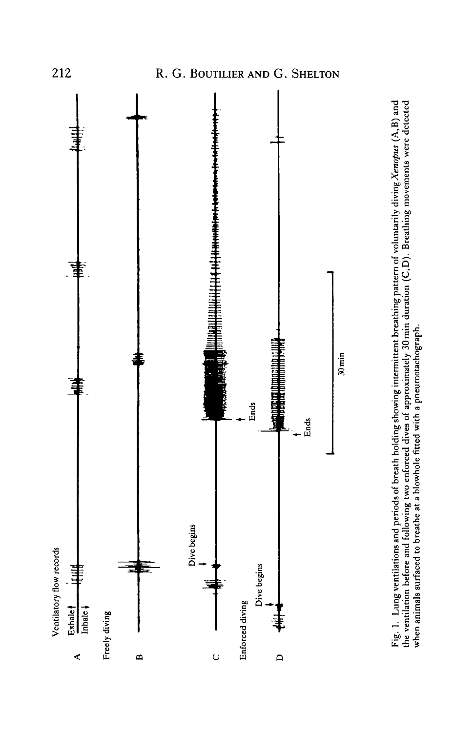Fig. 1. Lung ventilations and periods of breath holding showing intermittent breathing pattern of voluntarily diving *Xenopus* (A,B) and the ventilation before and following two enforced dives of approximately 30 min duration (C,D). Breathing movements were detected when animals surfaced to breathe at a blowhole fitted with a pneumotachograph.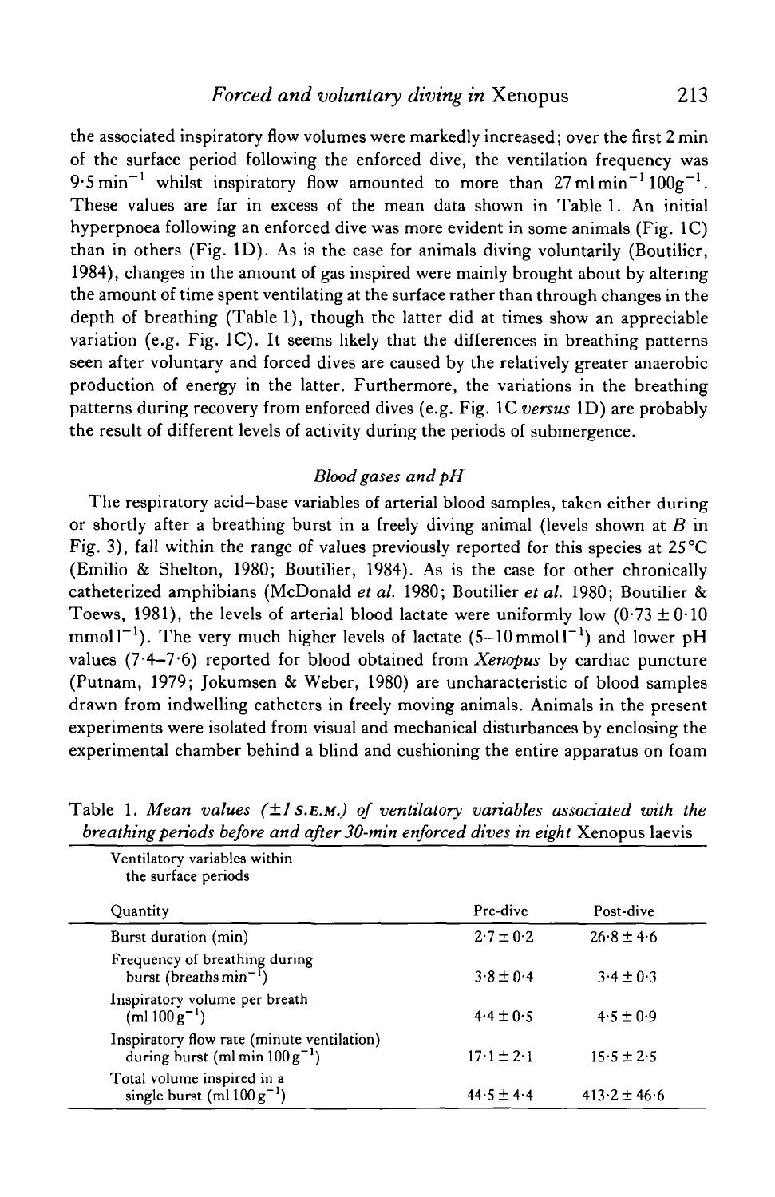the associated inspiratory flow volumes were markedly increased; over the first 2 min of the surface period following the enforced dive, the ventilation frequency was $9 \cdot 5 \text{ min}^{-1}$ whilst inspiratory flow amounted to more than $27 \text{ ml min}^{-1} 100\text{g}^{-1}$. These values are far in excess of the mean data shown in Table 1. An initial hyperpnoea following an enforced dive was more evident in some animals (Fig. 1C) than in others (Fig. 1D). As is the case for animals diving voluntarily (Boutilier, 1984), changes in the amount of gas inspired were mainly brought about by altering the amount of time spent ventilating at the surface rather than through changes in the depth of breathing (Table 1), though the latter did at times show an appreciable variation (e.g. Fig. 1C). It seems likely that the differences in breathing patterns seen after voluntary and forced dives are caused by the relatively greater anaerobic production of energy in the latter. Furthermore, the variations in the breathing patterns during recovery from enforced dives (e.g. Fig. 1C *versus* 1D) are probably the result of different levels of activity during the periods of submergence.

### *Blood gases and pH*

The respiratory acid–base variables of arterial blood samples, taken either during or shortly after a breathing burst in a freely diving animal (levels shown at *B* in Fig. 3), fall within the range of values previously reported for this species at 25 °C (Emilio & Shelton, 1980; Boutilier, 1984). As is the case for other chronically catheterized amphibians (McDonald *et al.* 1980; Boutilier *et al.* 1980; Boutilier & Toews, 1981), the levels of arterial blood lactate were uniformly low ($0 \cdot 73 \pm 0 \cdot 10$ $\text{mmol l}^{-1}$). The very much higher levels of lactate ($5\text{–}10 \text{ mmol l}^{-1}$) and lower pH values ($7 \cdot 4\text{–}7 \cdot 6$) reported for blood obtained from *Xenopus* by cardiac puncture (Putnam, 1979; Jokumsen & Weber, 1980) are uncharacteristic of blood samples drawn from indwelling catheters in freely moving animals. Animals in the present experiments were isolated from visual and mechanical disturbances by enclosing the experimental chamber behind a blind and cushioning the entire apparatus on foam

Table 1. *Mean values (±1 S.E.M.) of ventilatory variables associated with the breathing periods before and after 30-min enforced dives in eight* Xenopus laevis

| Ventilatory variables within the surface periods | | |
|---|---|---|
| Quantity | Pre-dive | Post-dive |
| Burst duration (min) | $2 \cdot 7 \pm 0 \cdot 2$ | $26 \cdot 8 \pm 4 \cdot 6$ |
| Frequency of breathing during burst ($\text{breaths min}^{-1}$) | $3 \cdot 8 \pm 0 \cdot 4$ | $3 \cdot 4 \pm 0 \cdot 3$ |
| Inspiratory volume per breath ($\text{ml } 100\text{ g}^{-1}$) | $4 \cdot 4 \pm 0 \cdot 5$ | $4 \cdot 5 \pm 0 \cdot 9$ |
| Inspiratory flow rate (minute ventilation) during burst ($\text{ml min } 100\text{ g}^{-1}$) | $17 \cdot 1 \pm 2 \cdot 1$ | $15 \cdot 5 \pm 2 \cdot 5$ |
| Total volume inspired in a single burst ($\text{ml } 100\text{ g}^{-1}$) | $44 \cdot 5 \pm 4 \cdot 4$ | $413 \cdot 2 \pm 46 \cdot 6$ |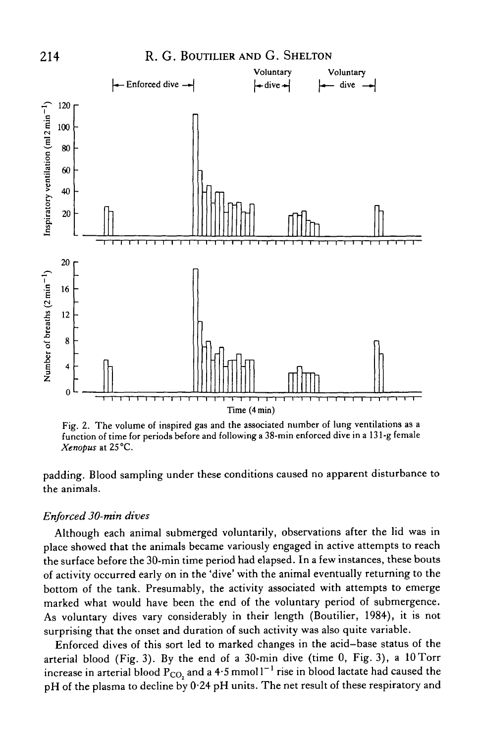Fig. 2. The volume of inspired gas and the associated number of lung ventilations as a function of time for periods before and following a 38-min enforced dive in a 131-g female *Xenopus* at 25 °C.

padding. Blood sampling under these conditions caused no apparent disturbance to the animals.

### *Enforced 30-min dives*

Although each animal submerged voluntarily, observations after the lid was in place showed that the animals became variously engaged in active attempts to reach the surface before the 30-min time period had elapsed. In a few instances, these bouts of activity occurred early on in the 'dive' with the animal eventually returning to the bottom of the tank. Presumably, the activity associated with attempts to emerge marked what would have been the end of the voluntary period of submergence. As voluntary dives vary considerably in their length (Boutilier, 1984), it is not surprising that the onset and duration of such activity was also quite variable.

Enforced dives of this sort led to marked changes in the acid–base status of the arterial blood (Fig. 3). By the end of a 30-min dive (time 0, Fig. 3), a 10 Torr increase in arterial blood $P_{CO_2}$ and a 4·5 mmol $l^{-1}$ rise in blood lactate had caused the pH of the plasma to decline by 0·24 pH units. The net result of these respiratory and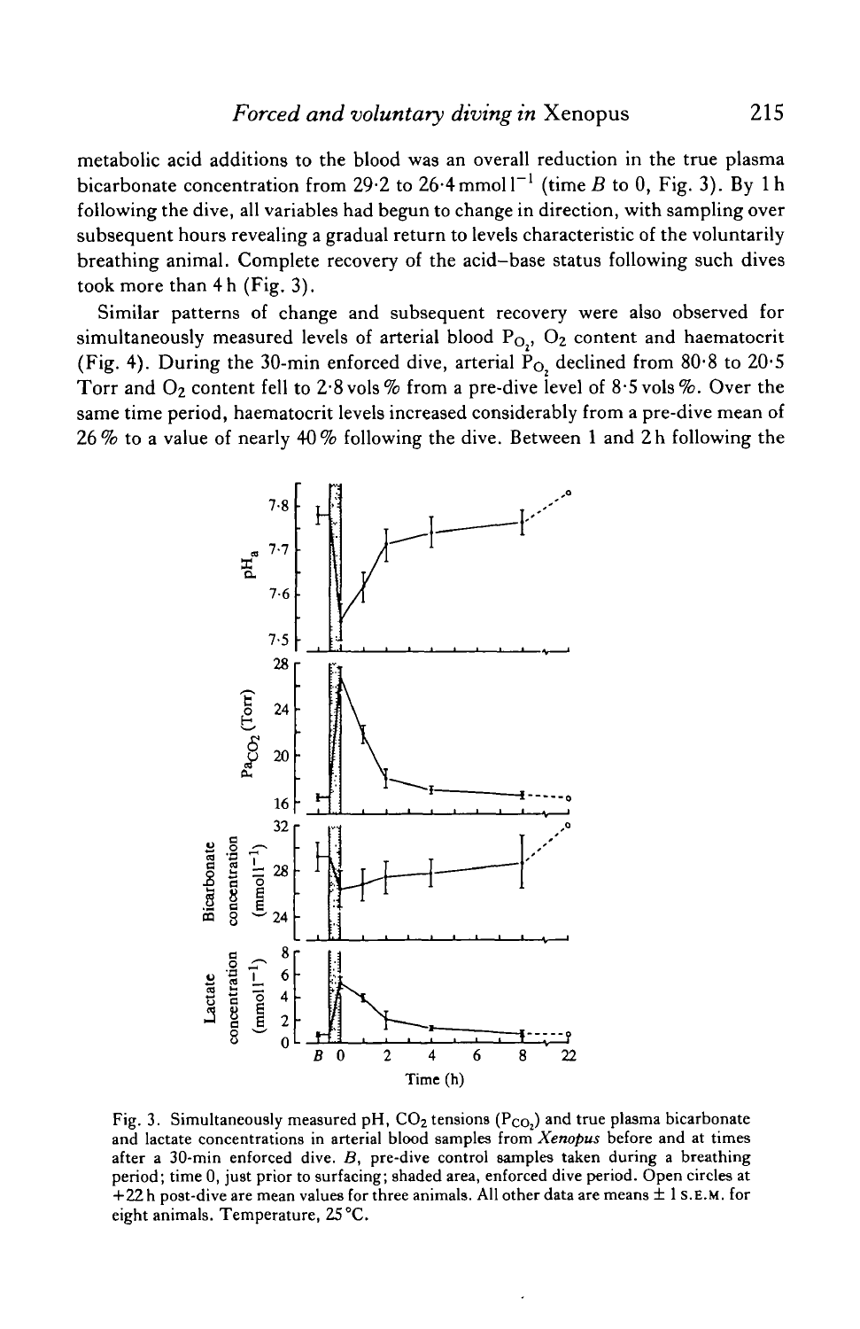metabolic acid additions to the blood was an overall reduction in the true plasma bicarbonate concentration from 29·2 to 26·4 mmol $l^{-1}$ (time *B* to 0, Fig. 3). By 1 h following the dive, all variables had begun to change in direction, with sampling over subsequent hours revealing a gradual return to levels characteristic of the voluntarily breathing animal. Complete recovery of the acid–base status following such dives took more than 4 h (Fig. 3).

Similar patterns of change and subsequent recovery were also observed for simultaneously measured levels of arterial blood $P_{O_2}$, $O_2$ content and haematocrit (Fig. 4). During the 30-min enforced dive, arterial $P_{O_2}$ declined from 80·8 to 20·5 Torr and $O_2$ content fell to 2·8 vols % from a pre-dive level of 8·5 vols %. Over the same time period, haematocrit levels increased considerably from a pre-dive mean of 26 % to a value of nearly 40 % following the dive. Between 1 and 2 h following the

Fig. 3. Simultaneously measured pH, $CO_2$ tensions ($P_{CO_2}$) and true plasma bicarbonate and lactate concentrations in arterial blood samples from *Xenopus* before and at times after a 30-min enforced dive. *B*, pre-dive control samples taken during a breathing period; time 0, just prior to surfacing; shaded area, enforced dive period. Open circles at +22 h post-dive are mean values for three animals. All other data are means ± 1 S.E.M. for eight animals. Temperature, 25 °C.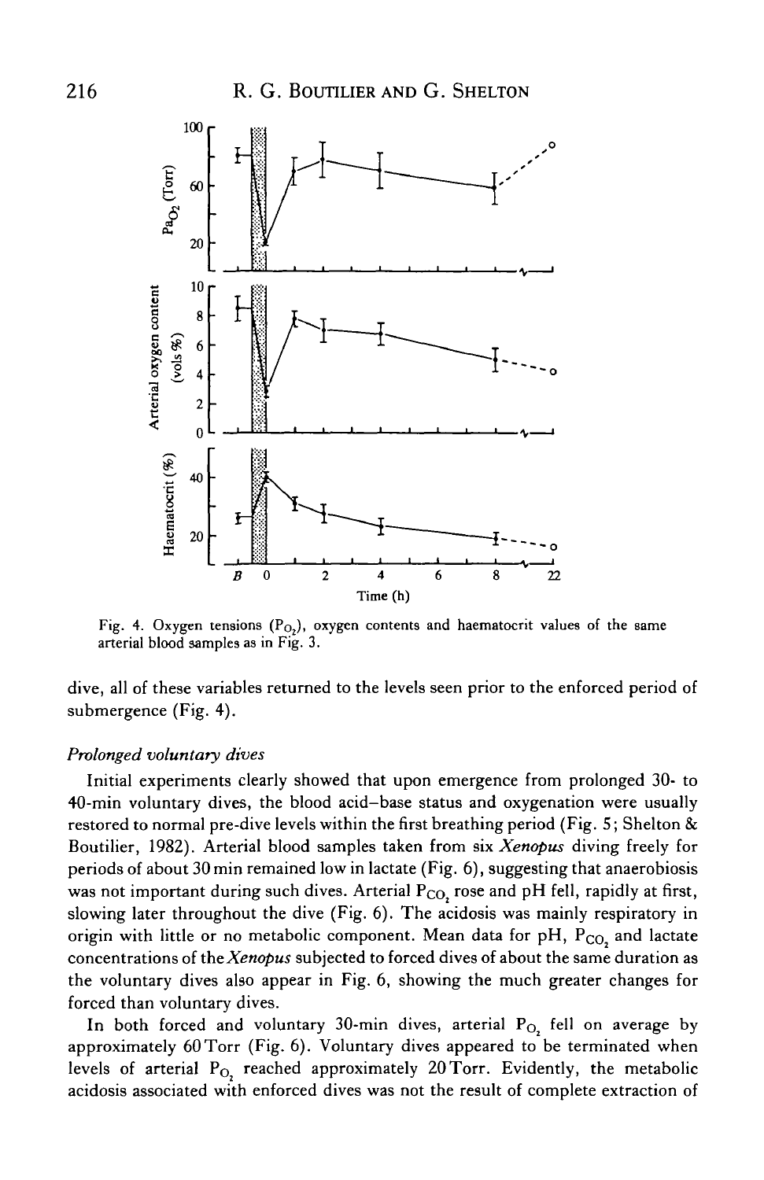Fig. 4. Oxygen tensions ($P_{O_2}$), oxygen contents and haematocrit values of the same arterial blood samples as in Fig. 3.

dive, all of these variables returned to the levels seen prior to the enforced period of submergence (Fig. 4).

*Prolonged voluntary dives*

Initial experiments clearly showed that upon emergence from prolonged 30- to 40-min voluntary dives, the blood acid–base status and oxygenation were usually restored to normal pre-dive levels within the first breathing period (Fig. 5; Shelton & Boutilier, 1982). Arterial blood samples taken from six *Xenopus* diving freely for periods of about 30 min remained low in lactate (Fig. 6), suggesting that anaerobiosis was not important during such dives. Arterial $P_{CO_2}$ rose and pH fell, rapidly at first, slowing later throughout the dive (Fig. 6). The acidosis was mainly respiratory in origin with little or no metabolic component. Mean data for pH, $P_{CO_2}$ and lactate concentrations of the *Xenopus* subjected to forced dives of about the same duration as the voluntary dives also appear in Fig. 6, showing the much greater changes for forced than voluntary dives.

In both forced and voluntary 30-min dives, arterial $P_{O_2}$ fell on average by approximately 60 Torr (Fig. 6). Voluntary dives appeared to be terminated when levels of arterial $P_{O_2}$ reached approximately 20 Torr. Evidently, the metabolic acidosis associated with enforced dives was not the result of complete extraction of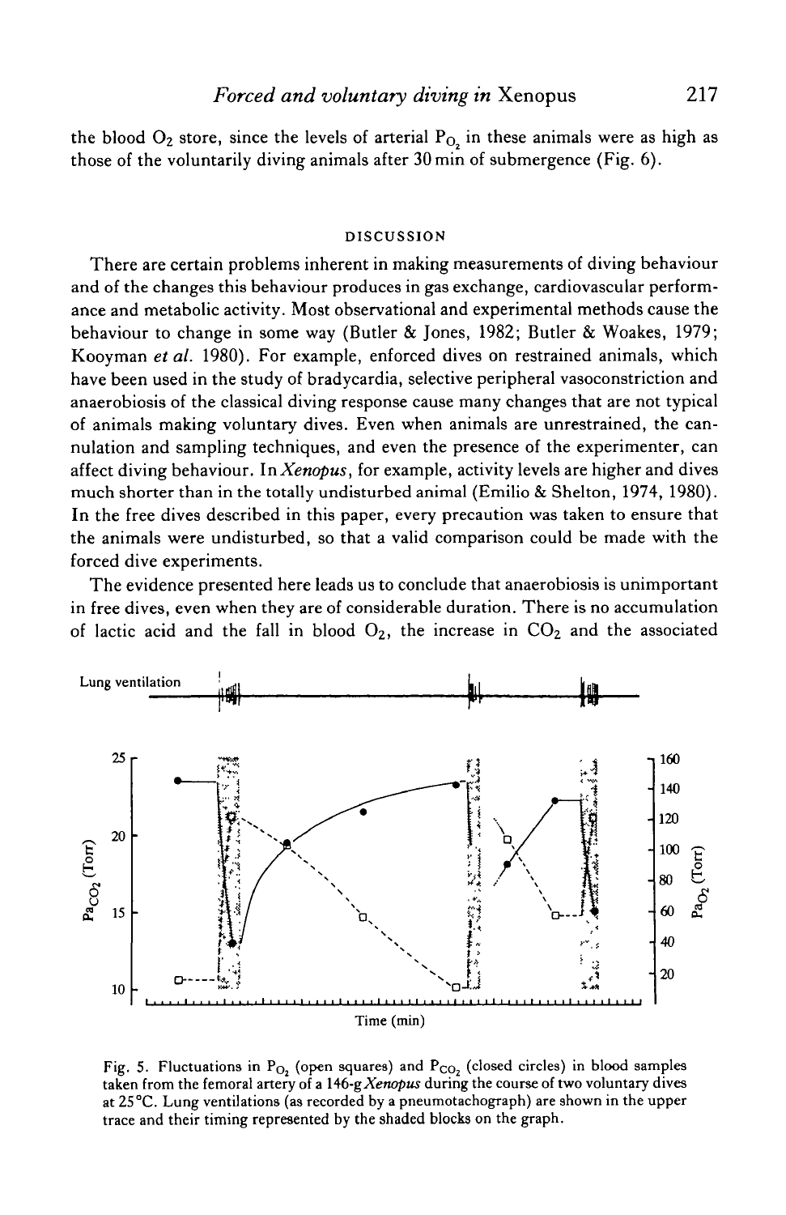the blood $O_2$ store, since the levels of arterial $P_{O_2}$ in these animals were as high as those of the voluntarily diving animals after 30 min of submergence (Fig. 6).

## DISCUSSION

There are certain problems inherent in making measurements of diving behaviour and of the changes this behaviour produces in gas exchange, cardiovascular performance and metabolic activity. Most observational and experimental methods cause the behaviour to change in some way (Butler & Jones, 1982; Butler & Woakes, 1979; Kooyman *et al.* 1980). For example, enforced dives on restrained animals, which have been used in the study of bradycardia, selective peripheral vasoconstriction and anaerobiosis of the classical diving response cause many changes that are not typical of animals making voluntary dives. Even when animals are unrestrained, the cannulation and sampling techniques, and even the presence of the experimenter, can affect diving behaviour. In *Xenopus*, for example, activity levels are higher and dives much shorter than in the totally undisturbed animal (Emilio & Shelton, 1974, 1980). In the free dives described in this paper, every precaution was taken to ensure that the animals were undisturbed, so that a valid comparison could be made with the forced dive experiments.

The evidence presented here leads us to conclude that anaerobiosis is unimportant in free dives, even when they are of considerable duration. There is no accumulation of lactic acid and the fall in blood $O_2$, the increase in $CO_2$ and the associated

Fig. 5. Fluctuations in $P_{O_2}$ (open squares) and $P_{CO_2}$ (closed circles) in blood samples taken from the femoral artery of a 146-g *Xenopus* during the course of two voluntary dives at 25 °C. Lung ventilations (as recorded by a pneumotachograph) are shown in the upper trace and their timing represented by the shaded blocks on the graph.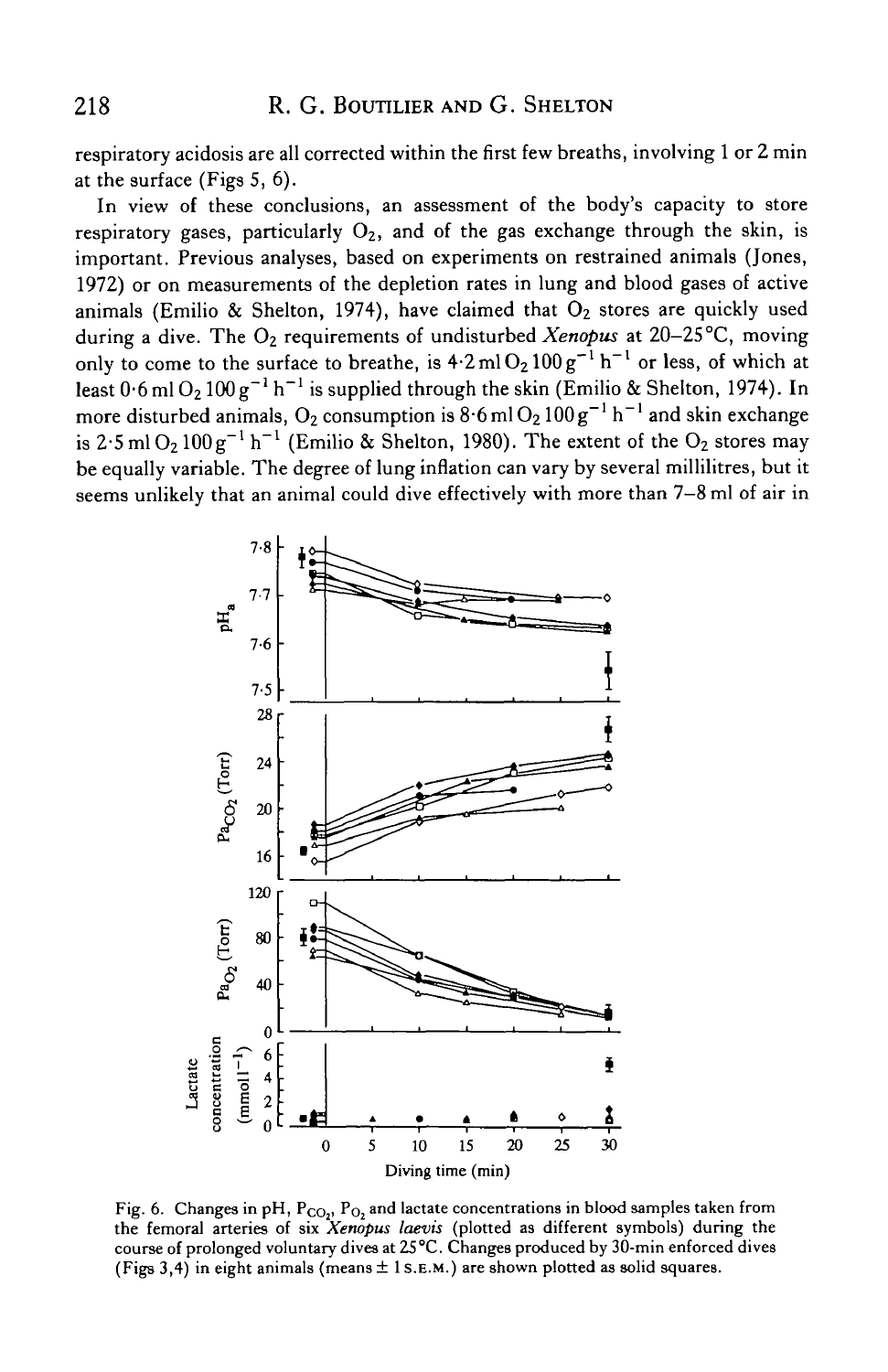respiratory acidosis are all corrected within the first few breaths, involving 1 or 2 min at the surface (Figs 5, 6).

In view of these conclusions, an assessment of the body's capacity to store respiratory gases, particularly $O_2$, and of the gas exchange through the skin, is important. Previous analyses, based on experiments on restrained animals (Jones, 1972) or on measurements of the depletion rates in lung and blood gases of active animals (Emilio & Shelton, 1974), have claimed that $O_2$ stores are quickly used during a dive. The $O_2$ requirements of undisturbed *Xenopus* at 20–25 °C, moving only to come to the surface to breathe, is $4{\cdot}2\,\text{ml}\,O_2\,100\,\text{g}^{-1}\,\text{h}^{-1}$ or less, of which at least $0{\cdot}6\,\text{ml}\,O_2\,100\,\text{g}^{-1}\,\text{h}^{-1}$ is supplied through the skin (Emilio & Shelton, 1974). In more disturbed animals, $O_2$ consumption is $8{\cdot}6\,\text{ml}\,O_2\,100\,\text{g}^{-1}\,\text{h}^{-1}$ and skin exchange is $2{\cdot}5\,\text{ml}\,O_2\,100\,\text{g}^{-1}\,\text{h}^{-1}$ (Emilio & Shelton, 1980). The extent of the $O_2$ stores may be equally variable. The degree of lung inflation can vary by several millilitres, but it seems unlikely that an animal could dive effectively with more than 7–8 ml of air in

Fig. 6. Changes in pH, $P_{CO_2}$, $P_{O_2}$ and lactate concentrations in blood samples taken from the femoral arteries of six *Xenopus laevis* (plotted as different symbols) during the course of prolonged voluntary dives at 25 °C. Changes produced by 30-min enforced dives (Figs 3,4) in eight animals (means ± 1 S.E.M.) are shown plotted as solid squares.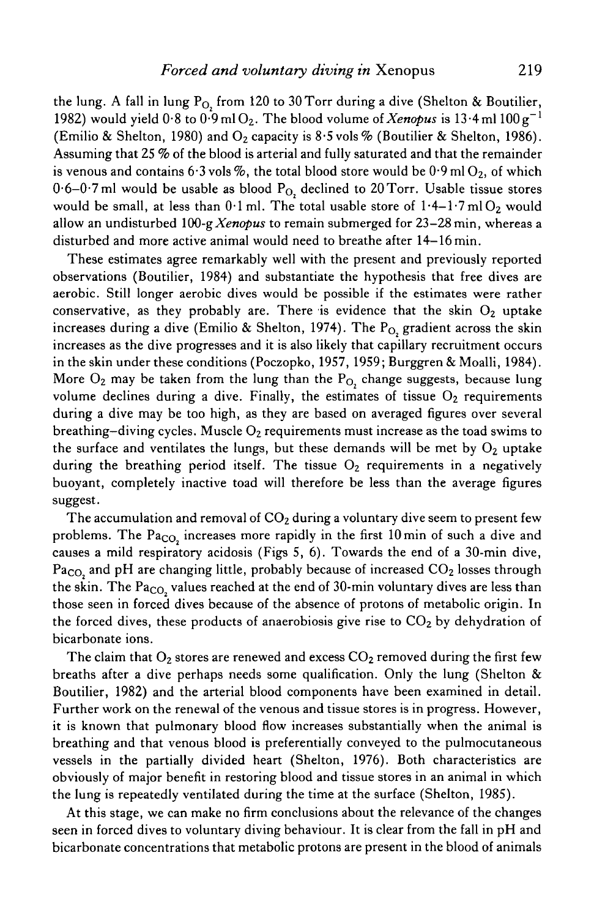the lung. A fall in lung $P_{O_2}$ from 120 to 30 Torr during a dive (Shelton & Boutilier, 1982) would yield 0·8 to 0·9 ml $O_2$. The blood volume of *Xenopus* is 13·4 ml 100 $g^{-1}$ (Emilio & Shelton, 1980) and $O_2$ capacity is 8·5 vols % (Boutilier & Shelton, 1986). Assuming that 25 % of the blood is arterial and fully saturated and that the remainder is venous and contains 6·3 vols %, the total blood store would be 0·9 ml $O_2$, of which 0·6–0·7 ml would be usable as blood $P_{O_2}$ declined to 20 Torr. Usable tissue stores would be small, at less than 0·1 ml. The total usable store of 1·4–1·7 ml $O_2$ would allow an undisturbed 100-g *Xenopus* to remain submerged for 23–28 min, whereas a disturbed and more active animal would need to breathe after 14–16 min.

These estimates agree remarkably well with the present and previously reported observations (Boutilier, 1984) and substantiate the hypothesis that free dives are aerobic. Still longer aerobic dives would be possible if the estimates were rather conservative, as they probably are. There is evidence that the skin $O_2$ uptake increases during a dive (Emilio & Shelton, 1974). The $P_{O_2}$ gradient across the skin increases as the dive progresses and it is also likely that capillary recruitment occurs in the skin under these conditions (Poczopko, 1957, 1959; Burggren & Moalli, 1984). More $O_2$ may be taken from the lung than the $P_{O_2}$ change suggests, because lung volume declines during a dive. Finally, the estimates of tissue $O_2$ requirements during a dive may be too high, as they are based on averaged figures over several breathing–diving cycles. Muscle $O_2$ requirements must increase as the toad swims to the surface and ventilates the lungs, but these demands will be met by $O_2$ uptake during the breathing period itself. The tissue $O_2$ requirements in a negatively buoyant, completely inactive toad will therefore be less than the average figures suggest.

The accumulation and removal of $CO_2$ during a voluntary dive seem to present few problems. The $Pa_{CO_2}$ increases more rapidly in the first 10 min of such a dive and causes a mild respiratory acidosis (Figs 5, 6). Towards the end of a 30-min dive, $Pa_{CO_2}$ and pH are changing little, probably because of increased $CO_2$ losses through the skin. The $Pa_{CO_2}$ values reached at the end of 30-min voluntary dives are less than those seen in forced dives because of the absence of protons of metabolic origin. In the forced dives, these products of anaerobiosis give rise to $CO_2$ by dehydration of bicarbonate ions.

The claim that $O_2$ stores are renewed and excess $CO_2$ removed during the first few breaths after a dive perhaps needs some qualification. Only the lung (Shelton & Boutilier, 1982) and the arterial blood components have been examined in detail. Further work on the renewal of the venous and tissue stores is in progress. However, it is known that pulmonary blood flow increases substantially when the animal is breathing and that venous blood is preferentially conveyed to the pulmocutaneous vessels in the partially divided heart (Shelton, 1976). Both characteristics are obviously of major benefit in restoring blood and tissue stores in an animal in which the lung is repeatedly ventilated during the time at the surface (Shelton, 1985).

At this stage, we can make no firm conclusions about the relevance of the changes seen in forced dives to voluntary diving behaviour. It is clear from the fall in pH and bicarbonate concentrations that metabolic protons are present in the blood of animals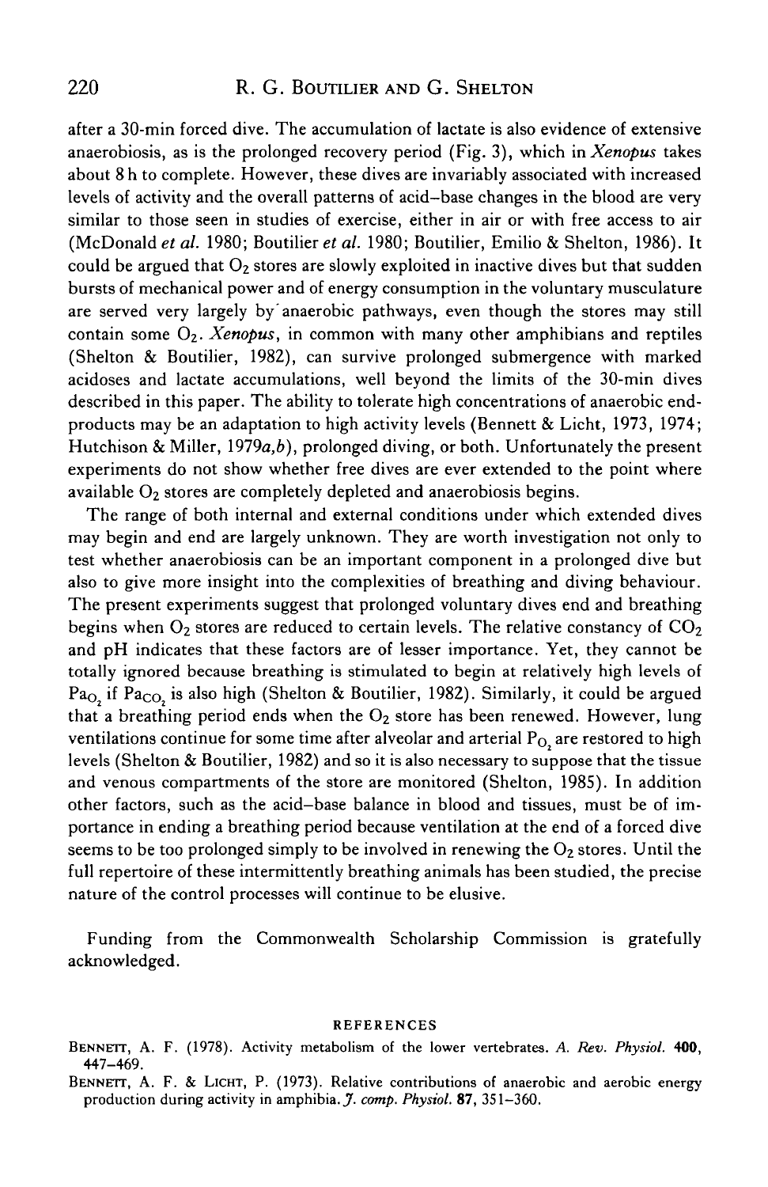after a 30-min forced dive. The accumulation of lactate is also evidence of extensive anaerobiosis, as is the prolonged recovery period (Fig. 3), which in *Xenopus* takes about 8 h to complete. However, these dives are invariably associated with increased levels of activity and the overall patterns of acid–base changes in the blood are very similar to those seen in studies of exercise, either in air or with free access to air (McDonald *et al.* 1980; Boutilier *et al.* 1980; Boutilier, Emilio & Shelton, 1986). It could be argued that $O_2$ stores are slowly exploited in inactive dives but that sudden bursts of mechanical power and of energy consumption in the voluntary musculature are served very largely by anaerobic pathways, even though the stores may still contain some $O_2$. *Xenopus*, in common with many other amphibians and reptiles (Shelton & Boutilier, 1982), can survive prolonged submergence with marked acidoses and lactate accumulations, well beyond the limits of the 30-min dives described in this paper. The ability to tolerate high concentrations of anaerobic end-products may be an adaptation to high activity levels (Bennett & Licht, 1973, 1974; Hutchison & Miller, 1979*a*,*b*), prolonged diving, or both. Unfortunately the present experiments do not show whether free dives are ever extended to the point where available $O_2$ stores are completely depleted and anaerobiosis begins.

The range of both internal and external conditions under which extended dives may begin and end are largely unknown. They are worth investigation not only to test whether anaerobiosis can be an important component in a prolonged dive but also to give more insight into the complexities of breathing and diving behaviour. The present experiments suggest that prolonged voluntary dives end and breathing begins when $O_2$ stores are reduced to certain levels. The relative constancy of $CO_2$ and pH indicates that these factors are of lesser importance. Yet, they cannot be totally ignored because breathing is stimulated to begin at relatively high levels of $Pa_{O_2}$ if $Pa_{CO_2}$ is also high (Shelton & Boutilier, 1982). Similarly, it could be argued that a breathing period ends when the $O_2$ store has been renewed. However, lung ventilations continue for some time after alveolar and arterial $P_{O_2}$ are restored to high levels (Shelton & Boutilier, 1982) and so it is also necessary to suppose that the tissue and venous compartments of the store are monitored (Shelton, 1985). In addition other factors, such as the acid–base balance in blood and tissues, must be of importance in ending a breathing period because ventilation at the end of a forced dive seems to be too prolonged simply to be involved in renewing the $O_2$ stores. Until the full repertoire of these intermittently breathing animals has been studied, the precise nature of the control processes will continue to be elusive.

Funding from the Commonwealth Scholarship Commission is gratefully acknowledged.

## REFERENCES

Bennett, A. F. (1978). Activity metabolism of the lower vertebrates. *A. Rev. Physiol.* **400**, 447–469.

Bennett, A. F. & Licht, P. (1973). Relative contributions of anaerobic and aerobic energy production during activity in amphibia. *J. comp. Physiol.* **87**, 351–360.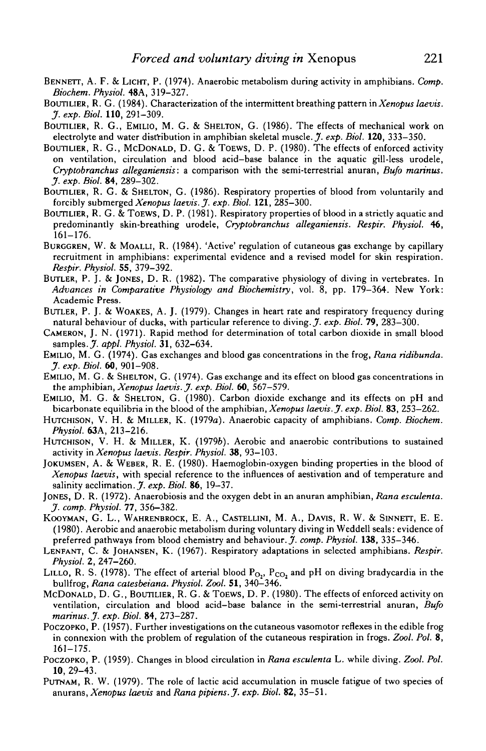BENNETT, A. F. & LICHT, P. (1974). Anaerobic metabolism during activity in amphibians. *Comp. Biochem. Physiol.* **48A**, 319–327.

BOUTILIER, R. G. (1984). Characterization of the intermittent breathing pattern in *Xenopus laevis*. *J. exp. Biol.* **110**, 291–309.

BOUTILIER, R. G., EMILIO, M. G. & SHELTON, G. (1986). The effects of mechanical work on electrolyte and water distribution in amphibian skeletal muscle. *J. exp. Biol.* **120**, 333–350.

BOUTILIER, R. G., MCDONALD, D. G. & TOEWS, D. P. (1980). The effects of enforced activity on ventilation, circulation and blood acid–base balance in the aquatic gill-less urodele, *Cryptobranchus alleganiensis*: a comparison with the semi-terrestrial anuran, *Bufo marinus*. *J. exp. Biol.* **84**, 289–302.

BOUTILIER, R. G. & SHELTON, G. (1986). Respiratory properties of blood from voluntarily and forcibly submerged *Xenopus laevis*. *J. exp. Biol.* **121**, 285–300.

BOUTILIER, R. G. & TOEWS, D. P. (1981). Respiratory properties of blood in a strictly aquatic and predominantly skin-breathing urodele, *Cryptobranchus alleganiensis*. *Respir. Physiol.* **46**, 161–176.

BURGGREN, W. & MOALLI, R. (1984). 'Active' regulation of cutaneous gas exchange by capillary recruitment in amphibians: experimental evidence and a revised model for skin respiration. *Respir. Physiol.* **55**, 379–392.

BUTLER, P. J. & JONES, D. R. (1982). The comparative physiology of diving in vertebrates. In *Advances in Comparative Physiology and Biochemistry*, vol. 8, pp. 179–364. New York: Academic Press.

BUTLER, P. J. & WOAKES, A. J. (1979). Changes in heart rate and respiratory frequency during natural behaviour of ducks, with particular reference to diving. *J. exp. Biol.* **79**, 283–300.

CAMERON, J. N. (1971). Rapid method for determination of total carbon dioxide in small blood samples. *J. appl. Physiol.* **31**, 632–634.

EMILIO, M. G. (1974). Gas exchanges and blood gas concentrations in the frog, *Rana ridibunda*. *J. exp. Biol.* **60**, 901–908.

EMILIO, M. G. & SHELTON, G. (1974). Gas exchange and its effect on blood gas concentrations in the amphibian, *Xenopus laevis*. *J. exp. Biol.* **60**, 567–579.

EMILIO, M. G. & SHELTON, G. (1980). Carbon dioxide exchange and its effects on pH and bicarbonate equilibria in the blood of the amphibian, *Xenopus laevis*. *J. exp. Biol.* **83**, 253–262.

HUTCHISON, V. H. & MILLER, K. (1979*a*). Anaerobic capacity of amphibians. *Comp. Biochem. Physiol.* **63A**, 213–216.

HUTCHISON, V. H. & MILLER, K. (1979*b*). Aerobic and anaerobic contributions to sustained activity in *Xenopus laevis*. *Respir. Physiol.* **38**, 93–103.

JOKUMSEN, A. & WEBER, R. E. (1980). Haemoglobin-oxygen binding properties in the blood of *Xenopus laevis*, with special reference to the influences of aestivation and of temperature and salinity acclimation. *J. exp. Biol.* **86**, 19–37.

JONES, D. R. (1972). Anaerobiosis and the oxygen debt in an anuran amphibian, *Rana esculenta*. *J. comp. Physiol.* **77**, 356–382.

KOOYMAN, G. L., WAHRENBROCK, E. A., CASTELLINI, M. A., DAVIS, R. W. & SINNETT, E. E. (1980). Aerobic and anaerobic metabolism during voluntary diving in Weddell seals: evidence of preferred pathways from blood chemistry and behaviour. *J. comp. Physiol.* **138**, 335–346.

LENFANT, C. & JOHANSEN, K. (1967). Respiratory adaptations in selected amphibians. *Respir. Physiol.* **2**, 247–260.

LILLO, R. S. (1978). The effect of arterial blood $P_{O_2}$, $P_{CO_2}$ and pH on diving bradycardia in the bullfrog, *Rana catesbeiana*. *Physiol. Zool.* **51**, 340–346.

MCDONALD, D. G., BOUTILIER, R. G. & TOEWS, D. P. (1980). The effects of enforced activity on ventilation, circulation and blood acid–base balance in the semi-terrestrial anuran, *Bufo marinus*. *J. exp. Biol.* **84**, 273–287.

POCZOPKO, P. (1957). Further investigations on the cutaneous vasomotor reflexes in the edible frog in connexion with the problem of regulation of the cutaneous respiration in frogs. *Zool. Pol.* **8**, 161–175.

POCZOPKO, P. (1959). Changes in blood circulation in *Rana esculenta* L. while diving. *Zool. Pol.* **10**, 29–43.

PUTNAM, R. W. (1979). The role of lactic acid accumulation in muscle fatigue of two species of anurans, *Xenopus laevis* and *Rana pipiens*. *J. exp. Biol.* **82**, 35–51.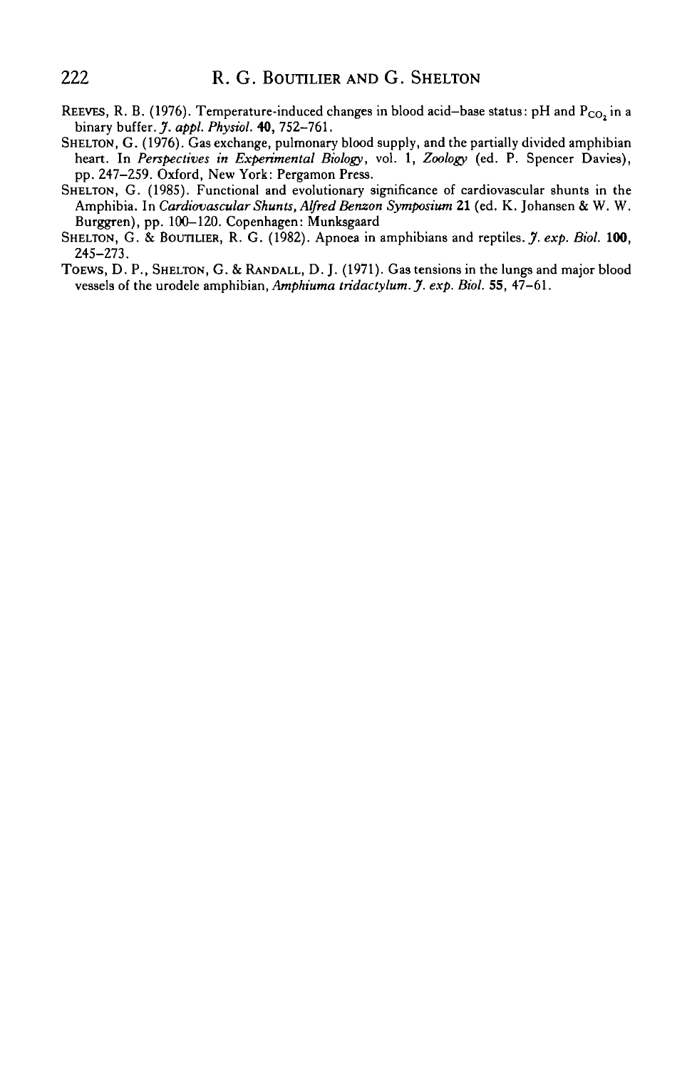Reeves, R. B. (1976). Temperature-induced changes in blood acid–base status: pH and $P_{CO_2}$ in a binary buffer. *J. appl. Physiol.* **40**, 752–761.

Shelton, G. (1976). Gas exchange, pulmonary blood supply, and the partially divided amphibian heart. In *Perspectives in Experimental Biology*, vol. 1, *Zoology* (ed. P. Spencer Davies), pp. 247–259. Oxford, New York: Pergamon Press.

Shelton, G. (1985). Functional and evolutionary significance of cardiovascular shunts in the Amphibia. In *Cardiovascular Shunts, Alfred Benzon Symposium* **21** (ed. K. Johansen & W. W. Burggren), pp. 100–120. Copenhagen: Munksgaard

Shelton, G. & Boutilier, R. G. (1982). Apnoea in amphibians and reptiles. *J. exp. Biol.* **100**, 245–273.

Toews, D. P., Shelton, G. & Randall, D. J. (1971). Gas tensions in the lungs and major blood vessels of the urodele amphibian, *Amphiuma tridactylum*. *J. exp. Biol.* **55**, 47–61.